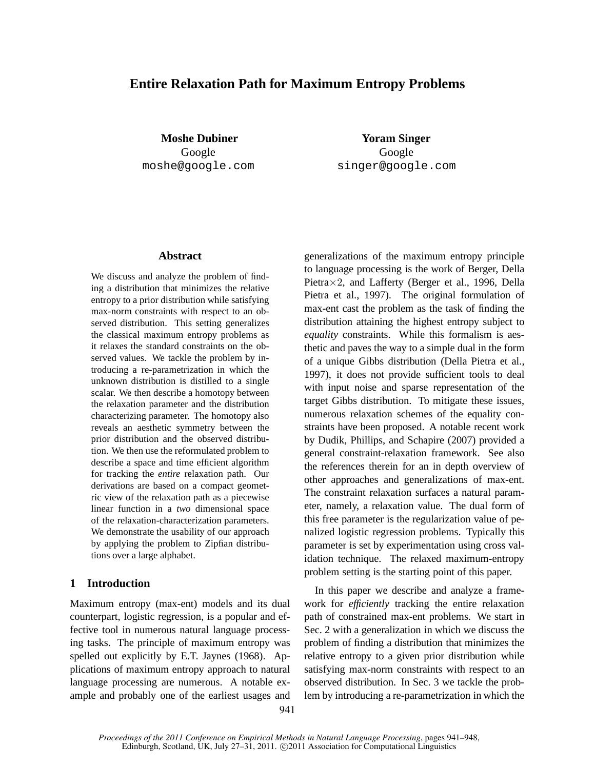# Entire Relaxation Path for Maximum Entropy Problems

**Moshe Dubiner**
Google
moshe@google.com

**Yoram Singer**
Google
singer@google.com

## Abstract

We discuss and analyze the problem of finding a distribution that minimizes the relative entropy to a prior distribution while satisfying max-norm constraints with respect to an observed distribution. This setting generalizes the classical maximum entropy problems as it relaxes the standard constraints on the observed values. We tackle the problem by introducing a re-parametrization in which the unknown distribution is distilled to a single scalar. We then describe a homotopy between the relaxation parameter and the distribution characterizing parameter. The homotopy also reveals an aesthetic symmetry between the prior distribution and the observed distribution. We then use the reformulated problem to describe a space and time efficient algorithm for tracking the *entire* relaxation path. Our derivations are based on a compact geometric view of the relaxation path as a piecewise linear function in a *two* dimensional space of the relaxation-characterization parameters. We demonstrate the usability of our approach by applying the problem to Zipfian distributions over a large alphabet.

## 1 Introduction

Maximum entropy (max-ent) models and its dual counterpart, logistic regression, is a popular and effective tool in numerous natural language processing tasks. The principle of maximum entropy was spelled out explicitly by E.T. Jaynes (1968). Applications of maximum entropy approach to natural language processing are numerous. A notable example and probably one of the earliest usages and generalizations of the maximum entropy principle to language processing is the work of Berger, Della Pietra×2, and Lafferty (Berger et al., 1996, Della Pietra et al., 1997). The original formulation of max-ent cast the problem as the task of finding the distribution attaining the highest entropy subject to *equality* constraints. While this formalism is aesthetic and paves the way to a simple dual in the form of a unique Gibbs distribution (Della Pietra et al., 1997), it does not provide sufficient tools to deal with input noise and sparse representation of the target Gibbs distribution. To mitigate these issues, numerous relaxation schemes of the equality constraints have been proposed. A notable recent work by Dudik, Phillips, and Schapire (2007) provided a general constraint-relaxation framework. See also the references therein for an in depth overview of other approaches and generalizations of max-ent. The constraint relaxation surfaces a natural parameter, namely, a relaxation value. The dual form of this free parameter is the regularization value of penalized logistic regression problems. Typically this parameter is set by experimentation using cross validation technique. The relaxed maximum-entropy problem setting is the starting point of this paper.

In this paper we describe and analyze a framework for *efficiently* tracking the entire relaxation path of constrained max-ent problems. We start in Sec. 2 with a generalization in which we discuss the problem of finding a distribution that minimizes the relative entropy to a given prior distribution while satisfying max-norm constraints with respect to an observed distribution. In Sec. 3 we tackle the problem by introducing a re-parametrization in which the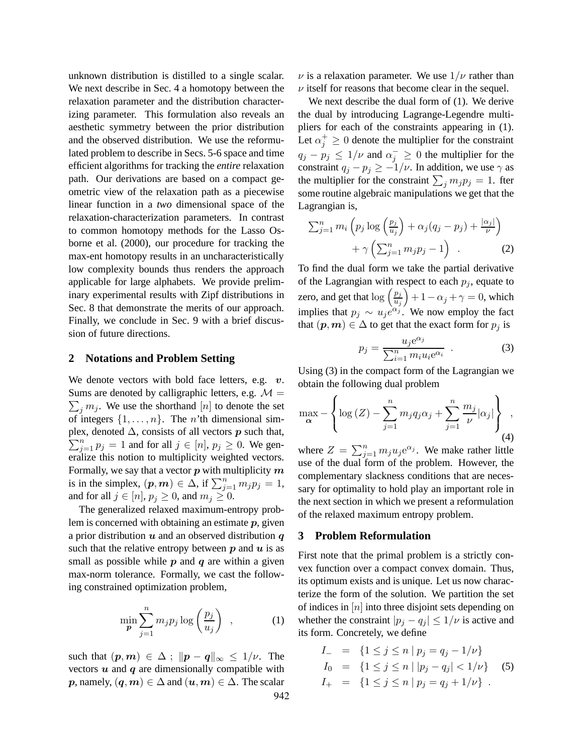unknown distribution is distilled to a single scalar. We next describe in Sec. 4 a homotopy between the relaxation parameter and the distribution characterizing parameter. This formulation also reveals an aesthetic symmetry between the prior distribution and the observed distribution. We use the reformulated problem to describe in Secs. 5-6 space and time efficient algorithms for tracking the *entire* relaxation path. Our derivations are based on a compact geometric view of the relaxation path as a piecewise linear function in a *two* dimensional space of the relaxation-characterization parameters. In contrast to common homotopy methods for the Lasso Osborne et al. (2000), our procedure for tracking the max-ent homotopy results in an uncharacteristically low complexity bounds thus renders the approach applicable for large alphabets. We provide preliminary experimental results with Zipf distributions in Sec. 8 that demonstrate the merits of our approach. Finally, we conclude in Sec. 9 with a brief discussion of future directions.

## 2 Notations and Problem Setting

We denote vectors with bold face letters, e.g. $\boldsymbol{v}$. Sums are denoted by calligraphic letters, e.g. $\mathcal{M} = \sum_j m_j$. We use the shorthand $[n]$ to denote the set of integers $\{1, \ldots, n\}$. The $n$'th dimensional simplex, denoted $\Delta$, consists of all vectors $\boldsymbol{p}$ such that, $\sum_{j=1}^n p_j = 1$ and for all $j \in [n]$, $p_j \geq 0$. We generalize this notion to multiplicity weighted vectors. Formally, we say that a vector $\boldsymbol{p}$ with multiplicity $\boldsymbol{m}$ is in the simplex, $(\boldsymbol{p}, \boldsymbol{m}) \in \Delta$, if $\sum_{j=1}^n m_j p_j = 1$, and for all $j \in [n]$, $p_j \geq 0$, and $m_j \geq 0$.

The generalized relaxed maximum-entropy problem is concerned with obtaining an estimate $\boldsymbol{p}$, given a prior distribution $\boldsymbol{u}$ and an observed distribution $\boldsymbol{q}$ such that the relative entropy between $\boldsymbol{p}$ and $\boldsymbol{u}$ is as small as possible while $\boldsymbol{p}$ and $\boldsymbol{q}$ are within a given max-norm tolerance. Formally, we cast the following constrained optimization problem,

$$\min_{\boldsymbol{p}} \sum_{j=1}^{n} m_j p_j \log\left(\frac{p_j}{u_j}\right) \quad , \tag{1}$$

such that $(\boldsymbol{p}, \boldsymbol{m}) \in \Delta$ ; $\|\boldsymbol{p} - \boldsymbol{q}\|_\infty \leq 1/\nu$. The vectors $\boldsymbol{u}$ and $\boldsymbol{q}$ are dimensionally compatible with $\boldsymbol{p}$, namely, $(\boldsymbol{q}, \boldsymbol{m}) \in \Delta$ and $(\boldsymbol{u}, \boldsymbol{m}) \in \Delta$. The scalar $\nu$ is a relaxation parameter. We use $1/\nu$ rather than $\nu$ itself for reasons that become clear in the sequel.

We next describe the dual form of (1). We derive the dual by introducing Lagrange-Legendre multipliers for each of the constraints appearing in (1). Let $\alpha_j^+ \geq 0$ denote the multiplier for the constraint $q_j - p_j \leq 1/\nu$ and $\alpha_j^- \geq 0$ the multiplier for the constraint $q_j - p_j \geq -1/\nu$. In addition, we use $\gamma$ as the multiplier for the constraint $\sum_j m_j p_j = 1$. fter some routine algebraic manipulations we get that the Lagrangian is,

$$\sum_{j=1}^n m_i \left( p_j \log\left(\frac{p_j}{u_j}\right) + \alpha_j (q_j - p_j) + \frac{|\alpha_j|}{\nu} \right) + \gamma \left( \sum_{j=1}^n m_j p_j - 1 \right) \quad . \tag{2}$$

To find the dual form we take the partial derivative of the Lagrangian with respect to each $p_j$, equate to zero, and get that $\log\left(\frac{p_j}{u_j}\right) + 1 - \alpha_j + \gamma = 0$, which implies that $p_j \sim u_j e^{\alpha_j}$. We now employ the fact that $(\boldsymbol{p}, \boldsymbol{m}) \in \Delta$ to get that the exact form for $p_j$ is

$$p_j = \frac{u_j e^{\alpha_j}}{\sum_{i=1}^n m_i u_i e^{\alpha_i}} \quad . \tag{3}$$

Using (3) in the compact form of the Lagrangian we obtain the following dual problem

$$\max_{\boldsymbol{\alpha}} - \left\{ \log(Z) - \sum_{j=1}^n m_j q_j \alpha_j + \sum_{j=1}^n \frac{m_j}{\nu} |\alpha_j| \right\} \quad , \tag{4}$$

where $Z = \sum_{j=1}^n m_j u_j e^{\alpha_j}$. We make rather little use of the dual form of the problem. However, the complementary slackness conditions that are necessary for optimality to hold play an important role in the next section in which we present a reformulation of the relaxed maximum entropy problem.

## 3 Problem Reformulation

First note that the primal problem is a strictly convex function over a compact convex domain. Thus, its optimum exists and is unique. Let us now characterize the form of the solution. We partition the set of indices in $[n]$ into three disjoint sets depending on whether the constraint $|p_j - q_j| \leq 1/\nu$ is active and its form. Concretely, we define

$$\begin{aligned} I_- &= \{1 \leq j \leq n \mid p_j = q_j - 1/\nu\} \\ I_0 &= \{1 \leq j \leq n \mid |p_j - q_j| < 1/\nu\} \\ I_+ &= \{1 \leq j \leq n \mid p_j = q_j + 1/\nu\} \quad . \end{aligned} \tag{5}$$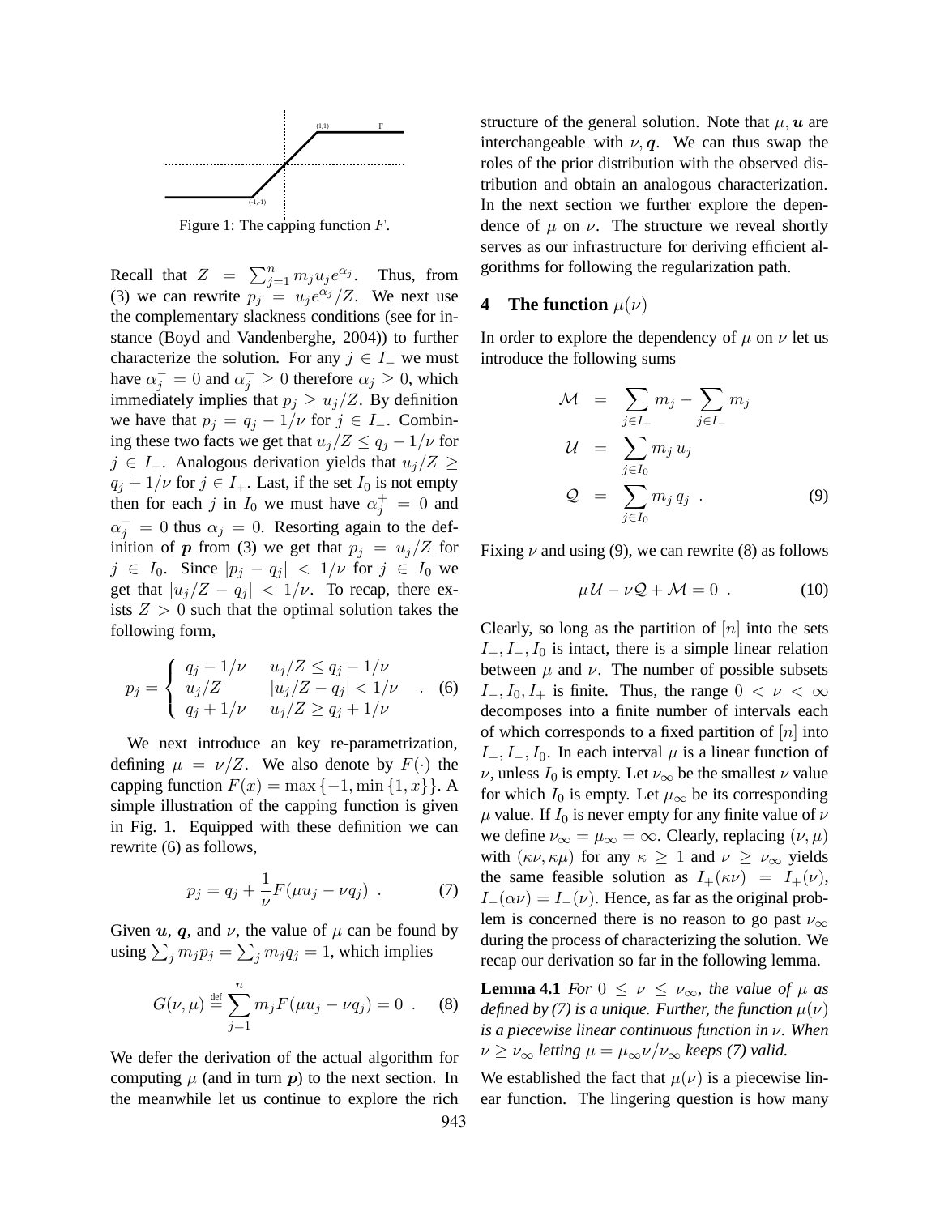Figure 1: The capping function $F$.

Recall that $Z = \sum_{j=1}^{n} m_j u_j e^{\alpha_j}$. Thus, from (3) we can rewrite $p_j = u_j e^{\alpha_j}/Z$. We next use the complementary slackness conditions (see for instance (Boyd and Vandenberghe, 2004)) to further characterize the solution. For any $j \in I_-$ we must have $\alpha_j^- = 0$ and $\alpha_j^+ \geq 0$ therefore $\alpha_j \geq 0$, which immediately implies that $p_j \geq u_j/Z$. By definition we have that $p_j = q_j - 1/\nu$ for $j \in I_-$. Combining these two facts we get that $u_j/Z \leq q_j - 1/\nu$ for $j \in I_-$. Analogous derivation yields that $u_j/Z \geq q_j + 1/\nu$ for $j \in I_+$. Last, if the set $I_0$ is not empty then for each $j$ in $I_0$ we must have $\alpha_j^+ = 0$ and $\alpha_j^- = 0$ thus $\alpha_j = 0$. Resorting again to the definition of $\boldsymbol{p}$ from (3) we get that $p_j = u_j/Z$ for $j \in I_0$. Since $|p_j - q_j| < 1/\nu$ for $j \in I_0$ we get that $|u_j/Z - q_j| < 1/\nu$. To recap, there exists $Z > 0$ such that the optimal solution takes the following form,

$$p_j = \begin{cases} q_j - 1/\nu & u_j/Z \leq q_j - 1/\nu \\ u_j/Z & |u_j/Z - q_j| < 1/\nu \\ q_j + 1/\nu & u_j/Z \geq q_j + 1/\nu \end{cases} . \quad (6)$$

We next introduce an key re-parametrization, defining $\mu = \nu/Z$. We also denote by $F(\cdot)$ the capping function $F(x) = \max\{-1, \min\{1, x\}\}$. A simple illustration of the capping function is given in Fig. 1. Equipped with these definition we can rewrite (6) as follows,

$$p_j = q_j + \frac{1}{\nu} F(\mu u_j - \nu q_j) \ . \quad (7)$$

Given $\boldsymbol{u}$, $\boldsymbol{q}$, and $\nu$, the value of $\mu$ can be found by using $\sum_j m_j p_j = \sum_j m_j q_j = 1$, which implies

$$G(\nu, \mu) \stackrel{\text{def}}{=} \sum_{j=1}^{n} m_j F(\mu u_j - \nu q_j) = 0 \ . \quad (8)$$

We defer the derivation of the actual algorithm for computing $\mu$ (and in turn $\boldsymbol{p}$) to the next section. In the meanwhile let us continue to explore the rich structure of the general solution. Note that $\mu, \boldsymbol{u}$ are interchangeable with $\nu, \boldsymbol{q}$. We can thus swap the roles of the prior distribution with the observed distribution and obtain an analogous characterization. In the next section we further explore the dependence of $\mu$ on $\nu$. The structure we reveal shortly serves as our infrastructure for deriving efficient algorithms for following the regularization path.

## 4 The function $\mu(\nu)$

In order to explore the dependency of $\mu$ on $\nu$ let us introduce the following sums

$$\begin{aligned} \mathcal{M} &= \sum_{j \in I_+} m_j - \sum_{j \in I_-} m_j \\ \mathcal{U} &= \sum_{j \in I_0} m_j \, u_j \\ \mathcal{Q} &= \sum_{j \in I_0} m_j \, q_j \ . \end{aligned} \quad (9)$$

Fixing $\nu$ and using (9), we can rewrite (8) as follows

$$\mu \mathcal{U} - \nu \mathcal{Q} + \mathcal{M} = 0 \ . \quad (10)$$

Clearly, so long as the partition of $[n]$ into the sets $I_+, I_-, I_0$ is intact, there is a simple linear relation between $\mu$ and $\nu$. The number of possible subsets $I_-, I_0, I_+$ is finite. Thus, the range $0 < \nu < \infty$ decomposes into a finite number of intervals each of which corresponds to a fixed partition of $[n]$ into $I_+, I_-, I_0$. In each interval $\mu$ is a linear function of $\nu$, unless $I_0$ is empty. Let $\nu_\infty$ be the smallest $\nu$ value for which $I_0$ is empty. Let $\mu_\infty$ be its corresponding $\mu$ value. If $I_0$ is never empty for any finite value of $\nu$ we define $\nu_\infty = \mu_\infty = \infty$. Clearly, replacing $(\nu, \mu)$ with $(\kappa\nu, \kappa\mu)$ for any $\kappa \geq 1$ and $\nu \geq \nu_\infty$ yields the same feasible solution as $I_+(\kappa\nu) = I_+(\nu)$, $I_-(\alpha\nu) = I_-(\nu)$. Hence, as far as the original problem is concerned there is no reason to go past $\nu_\infty$ during the process of characterizing the solution. We recap our derivation so far in the following lemma.

**Lemma 4.1** *For $0 \leq \nu \leq \nu_\infty$, the value of $\mu$ as defined by (7) is a unique. Further, the function $\mu(\nu)$ is a piecewise linear continuous function in $\nu$. When $\nu \geq \nu_\infty$ letting $\mu = \mu_\infty \nu/\nu_\infty$ keeps (7) valid.*

We established the fact that $\mu(\nu)$ is a piecewise linear function. The lingering question is how many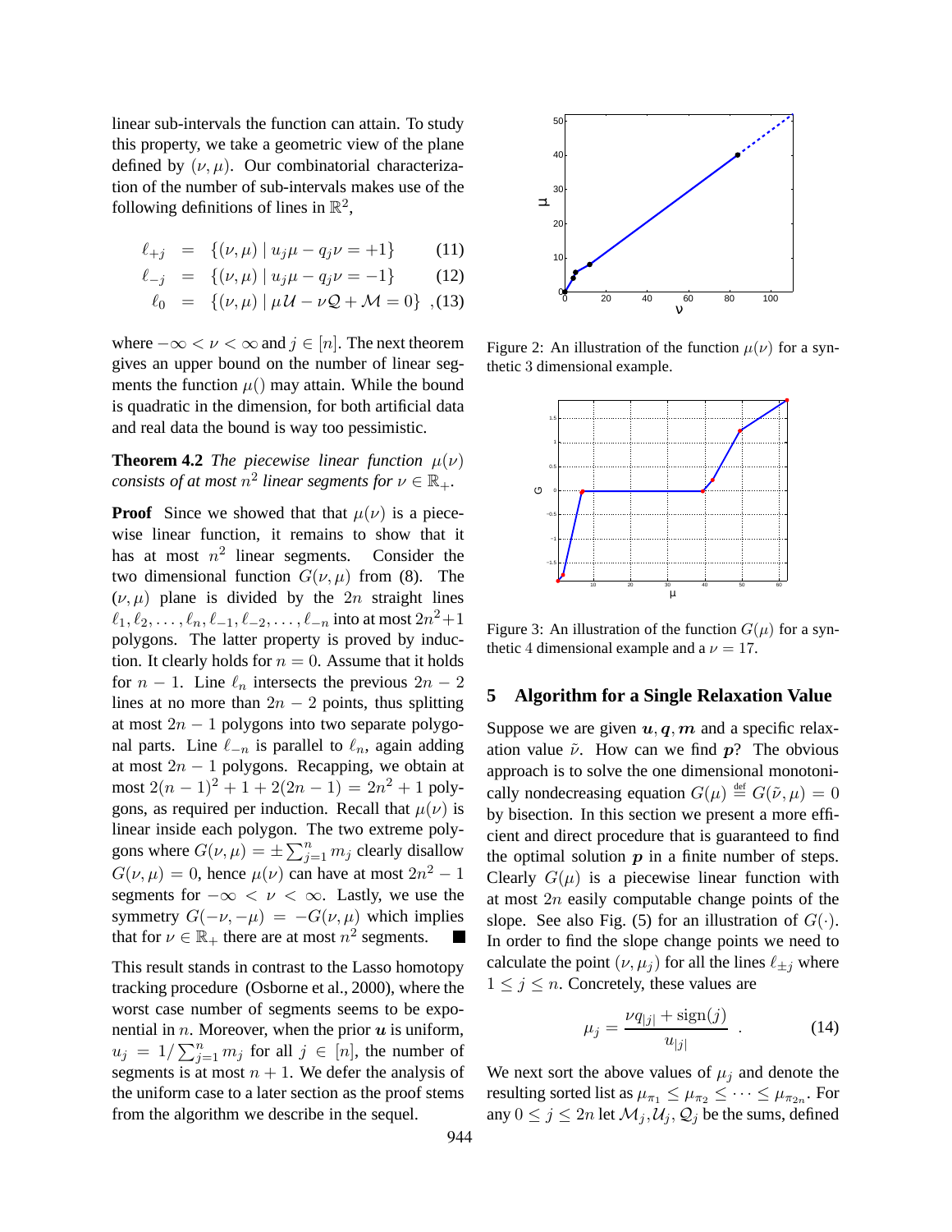linear sub-intervals the function can attain. To study this property, we take a geometric view of the plane defined by $(\nu, \mu)$. Our combinatorial characterization of the number of sub-intervals makes use of the following definitions of lines in $\mathbb{R}^2$,

$$\ell_{+j} = \{(\nu, \mu) \mid u_j \mu - q_j \nu = +1\} \quad (11)$$

$$\ell_{-j} = \{(\nu, \mu) \mid u_j \mu - q_j \nu = -1\} \quad (12)$$

$$\ell_0 = \{(\nu, \mu) \mid \mu \mathcal{U} - \nu \mathcal{Q} + \mathcal{M} = 0\} \quad ,(13)$$

where $-\infty < \nu < \infty$ and $j \in [n]$. The next theorem gives an upper bound on the number of linear segments the function $\mu()$ may attain. While the bound is quadratic in the dimension, for both artificial data and real data the bound is way too pessimistic.

**Theorem 4.2** *The piecewise linear function $\mu(\nu)$ consists of at most $n^2$ linear segments for $\nu \in \mathbb{R}_+$.*

**Proof** Since we showed that that $\mu(\nu)$ is a piecewise linear function, it remains to show that it has at most $n^2$ linear segments. Consider the two dimensional function $G(\nu, \mu)$ from (8). The $(\nu, \mu)$ plane is divided by the $2n$ straight lines $\ell_1, \ell_2, \ldots, \ell_n, \ell_{-1}, \ell_{-2}, \ldots, \ell_{-n}$ into at most $2n^2+1$ polygons. The latter property is proved by induction. It clearly holds for $n = 0$. Assume that it holds for $n - 1$. Line $\ell_n$ intersects the previous $2n - 2$ lines at no more than $2n - 2$ points, thus splitting at most $2n - 1$ polygons into two separate polygonal parts. Line $\ell_{-n}$ is parallel to $\ell_n$, again adding at most $2n - 1$ polygons. Recapping, we obtain at most $2(n-1)^2 + 1 + 2(2n-1) = 2n^2 + 1$ polygons, as required per induction. Recall that $\mu(\nu)$ is linear inside each polygon. The two extreme polygons where $G(\nu, \mu) = \pm \sum_{j=1}^n m_j$ clearly disallow $G(\nu, \mu) = 0$, hence $\mu(\nu)$ can have at most $2n^2 - 1$ segments for $-\infty < \nu < \infty$. Lastly, we use the symmetry $G(-\nu, -\mu) = -G(\nu, \mu)$ which implies that for $\nu \in \mathbb{R}_+$ there are at most $n^2$ segments. ■

This result stands in contrast to the Lasso homotopy tracking procedure (Osborne et al., 2000), where the worst case number of segments seems to be exponential in $n$. Moreover, when the prior $\boldsymbol{u}$ is uniform, $u_j = 1/\sum_{j=1}^n m_j$ for all $j \in [n]$, the number of segments is at most $n + 1$. We defer the analysis of the uniform case to a later section as the proof stems from the algorithm we describe in the sequel.

Figure 2: An illustration of the function $\mu(\nu)$ for a synthetic 3 dimensional example.

Figure 3: An illustration of the function $G(\mu)$ for a synthetic 4 dimensional example and a $\nu = 17$.

## 5 Algorithm for a Single Relaxation Value

Suppose we are given $\boldsymbol{u}, \boldsymbol{q}, \boldsymbol{m}$ and a specific relaxation value $\tilde{\nu}$. How can we find $\boldsymbol{p}$? The obvious approach is to solve the one dimensional monotonically nondecreasing equation $G(\mu) \stackrel{\text{def}}{=} G(\tilde{\nu}, \mu) = 0$ by bisection. In this section we present a more efficient and direct procedure that is guaranteed to find the optimal solution $\boldsymbol{p}$ in a finite number of steps. Clearly $G(\mu)$ is a piecewise linear function with at most $2n$ easily computable change points of the slope. See also Fig. (5) for an illustration of $G(\cdot)$. In order to find the slope change points we need to calculate the point $(\nu, \mu_j)$ for all the lines $\ell_{\pm j}$ where $1 \le j \le n$. Concretely, these values are

$$\mu_j = \frac{\nu q_{|j|} + \text{sign}(j)}{u_{|j|}} \quad . \quad (14)$$

We next sort the above values of $\mu_j$ and denote the resulting sorted list as $\mu_{\pi_1} \le \mu_{\pi_2} \le \cdots \le \mu_{\pi_{2n}}$. For any $0 \le j \le 2n$ let $\mathcal{M}_j, \mathcal{U}_j, \mathcal{Q}_j$ be the sums, defined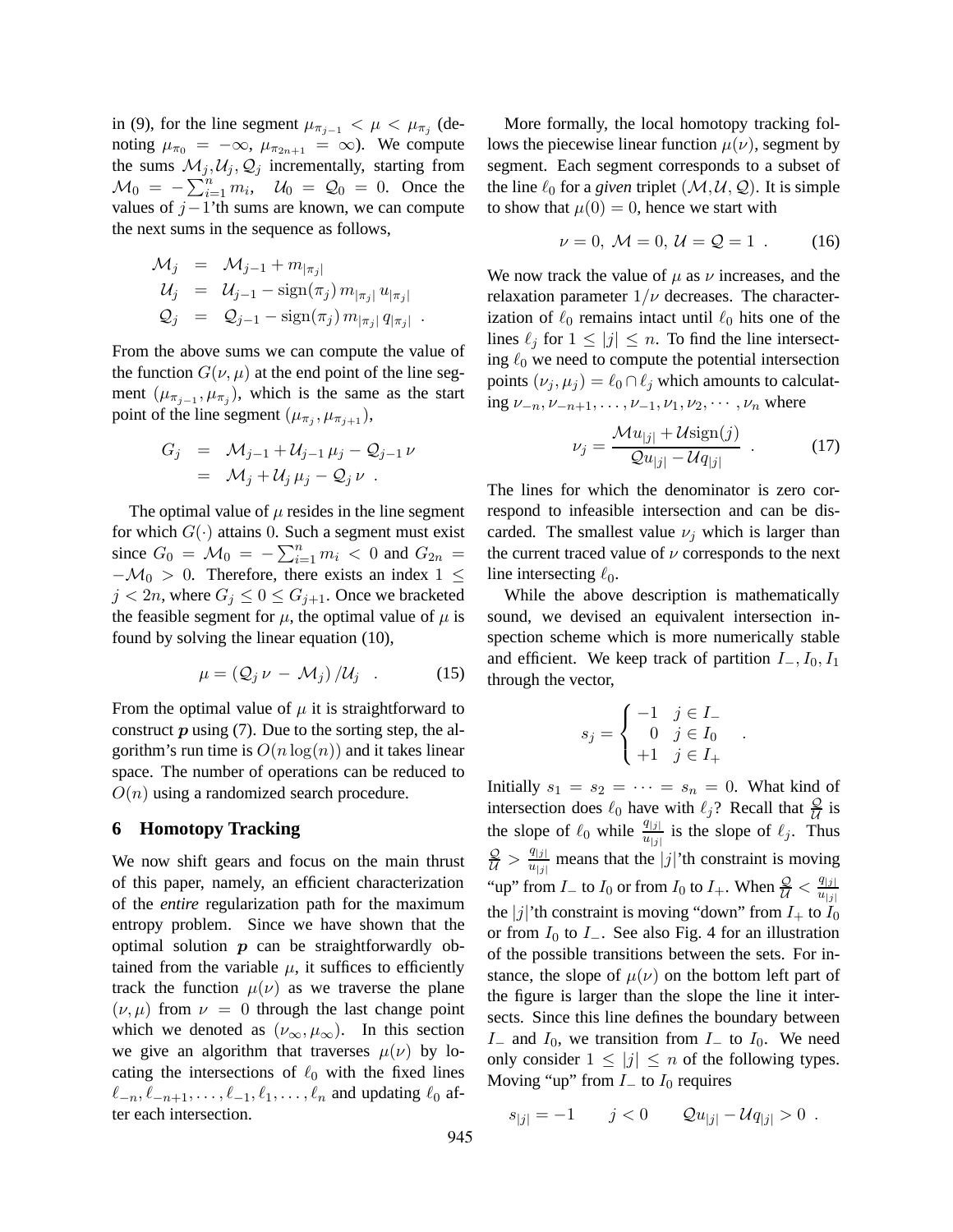in (9), for the line segment $\mu_{\pi_{j-1}} < \mu < \mu_{\pi_j}$ (denoting $\mu_{\pi_0} = -\infty$, $\mu_{\pi_{2n+1}} = \infty$). We compute the sums $\mathcal{M}_j, \mathcal{U}_j, \mathcal{Q}_j$ incrementally, starting from $\mathcal{M}_0 = -\sum_{i=1}^{n} m_i$, $\mathcal{U}_0 = \mathcal{Q}_0 = 0$. Once the values of $j-1$'th sums are known, we can compute the next sums in the sequence as follows,

$$
\begin{aligned}
\mathcal{M}_j &= \mathcal{M}_{j-1} + m_{|\pi_j|} \\
\mathcal{U}_j &= \mathcal{U}_{j-1} - \text{sign}(\pi_j)\, m_{|\pi_j|}\, u_{|\pi_j|} \\
\mathcal{Q}_j &= \mathcal{Q}_{j-1} - \text{sign}(\pi_j)\, m_{|\pi_j|}\, q_{|\pi_j|} \ .
\end{aligned}
$$

From the above sums we can compute the value of the function $G(\nu, \mu)$ at the end point of the line segment $(\mu_{\pi_{j-1}}, \mu_{\pi_j})$, which is the same as the start point of the line segment $(\mu_{\pi_j}, \mu_{\pi_{j+1}})$,

$$
\begin{aligned}
G_j &= \mathcal{M}_{j-1} + \mathcal{U}_{j-1}\, \mu_j - \mathcal{Q}_{j-1}\, \nu \\
&= \mathcal{M}_j + \mathcal{U}_j\, \mu_j - \mathcal{Q}_j\, \nu \ .
\end{aligned}
$$

The optimal value of $\mu$ resides in the line segment for which $G(\cdot)$ attains $0$. Such a segment must exist since $G_0 = \mathcal{M}_0 = -\sum_{i=1}^{n} m_i < 0$ and $G_{2n} = -\mathcal{M}_0 > 0$. Therefore, there exists an index $1 \le j < 2n$, where $G_j \le 0 \le G_{j+1}$. Once we bracketed the feasible segment for $\mu$, the optimal value of $\mu$ is found by solving the linear equation (10),

$$
\mu = \left(\mathcal{Q}_j\, \nu \, - \, \mathcal{M}_j\right) / \mathcal{U}_j \ . \qquad (15)
$$

From the optimal value of $\mu$ it is straightforward to construct $\boldsymbol{p}$ using (7). Due to the sorting step, the algorithm's run time is $O(n \log(n))$ and it takes linear space. The number of operations can be reduced to $O(n)$ using a randomized search procedure.

## 6 Homotopy Tracking

We now shift gears and focus on the main thrust of this paper, namely, an efficient characterization of the *entire* regularization path for the maximum entropy problem. Since we have shown that the optimal solution $\boldsymbol{p}$ can be straightforwardly obtained from the variable $\mu$, it suffices to efficiently track the function $\mu(\nu)$ as we traverse the plane $(\nu, \mu)$ from $\nu = 0$ through the last change point which we denoted as $(\nu_\infty, \mu_\infty)$. In this section we give an algorithm that traverses $\mu(\nu)$ by locating the intersections of $\ell_0$ with the fixed lines $\ell_{-n}, \ell_{-n+1}, \ldots, \ell_{-1}, \ell_1, \ldots, \ell_n$ and updating $\ell_0$ after each intersection.

More formally, the local homotopy tracking follows the piecewise linear function $\mu(\nu)$, segment by segment. Each segment corresponds to a subset of the line $\ell_0$ for a *given* triplet $(\mathcal{M}, \mathcal{U}, \mathcal{Q})$. It is simple to show that $\mu(0) = 0$, hence we start with

$$
\nu = 0, \ \mathcal{M} = 0, \ \mathcal{U} = \mathcal{Q} = 1 \ . \qquad (16)
$$

We now track the value of $\mu$ as $\nu$ increases, and the relaxation parameter $1/\nu$ decreases. The characterization of $\ell_0$ remains intact until $\ell_0$ hits one of the lines $\ell_j$ for $1 \le |j| \le n$. To find the line intersecting $\ell_0$ we need to compute the potential intersection points $(\nu_j, \mu_j) = \ell_0 \cap \ell_j$ which amounts to calculating $\nu_{-n}, \nu_{-n+1}, \ldots, \nu_{-1}, \nu_1, \nu_2, \cdots, \nu_n$ where

$$
\nu_j = \frac{\mathcal{M} u_{|j|} + \mathcal{U} \text{sign}(j)}{\mathcal{Q} u_{|j|} - \mathcal{U} q_{|j|}} \ . \qquad (17)
$$

The lines for which the denominator is zero correspond to infeasible intersection and can be discarded. The smallest value $\nu_j$ which is larger than the current traced value of $\nu$ corresponds to the next line intersecting $\ell_0$.

While the above description is mathematically sound, we devised an equivalent intersection inspection scheme which is more numerically stable and efficient. We keep track of partition $I_-, I_0, I_1$ through the vector,

$$
s_j = \begin{cases} -1 & j \in I_- \\ \ \ \, 0 & j \in I_0 \\ +1 & j \in I_+ \end{cases} \ .
$$

Initially $s_1 = s_2 = \cdots = s_n = 0$. What kind of intersection does $\ell_0$ have with $\ell_j$? Recall that $\frac{\mathcal{Q}}{\mathcal{U}}$ is the slope of $\ell_0$ while $\frac{q_{|j|}}{u_{|j|}}$ is the slope of $\ell_j$. Thus $\frac{\mathcal{Q}}{\mathcal{U}} > \frac{q_{|j|}}{u_{|j|}}$ means that the $|j|$'th constraint is moving "up" from $I_-$ to $I_0$ or from $I_0$ to $I_+$. When $\frac{\mathcal{Q}}{\mathcal{U}} < \frac{q_{|j|}}{u_{|j|}}$ the $|j|$'th constraint is moving "down" from $I_+$ to $I_0$ or from $I_0$ to $I_-$. See also Fig. 4 for an illustration of the possible transitions between the sets. For instance, the slope of $\mu(\nu)$ on the bottom left part of the figure is larger than the slope the line it intersects. Since this line defines the boundary between $I_-$ and $I_0$, we transition from $I_-$ to $I_0$. We need only consider $1 \le |j| \le n$ of the following types. Moving "up" from $I_-$ to $I_0$ requires

$$
s_{|j|} = -1 \qquad j < 0 \qquad \mathcal{Q} u_{|j|} - \mathcal{U} q_{|j|} > 0 \ .
$$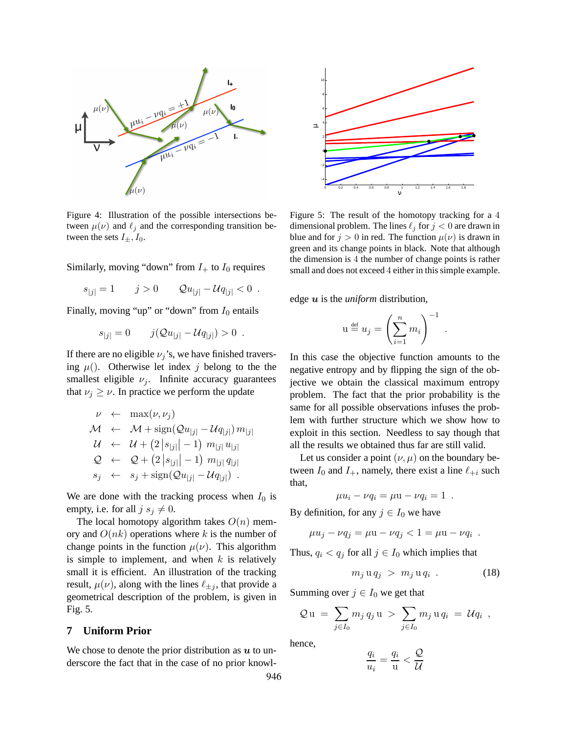Figure 4: Illustration of the possible intersections between $\mu(\nu)$ and $\ell_j$ and the corresponding transition between the sets $I_\pm, I_0$.

Similarly, moving "down" from $I_+$ to $I_0$ requires

$$s_{|j|} = 1 \qquad j > 0 \qquad \mathcal{Q}u_{|j|} - \mathcal{U}q_{|j|} < 0 \ .$$

Finally, moving "up" or "down" from $I_0$ entails

$$s_{|j|} = 0 \qquad j(\mathcal{Q}u_{|j|} - \mathcal{U}q_{|j|}) > 0 \ .$$

If there are no eligible $\nu_j$'s, we have finished traversing $\mu()$. Otherwise let index $j$ belong to the the smallest eligible $\nu_j$. Infinite accuracy guarantees that $\nu_j \geq \nu$. In practice we perform the update

$$\begin{aligned}
\nu &\leftarrow \max(\nu, \nu_j) \\
\mathcal{M} &\leftarrow \mathcal{M} + \mathrm{sign}(\mathcal{Q}u_{|j|} - \mathcal{U}q_{|j|})\, m_{|j|} \\
\mathcal{U} &\leftarrow \mathcal{U} + \left(2\left|s_{|j|}\right| - 1\right)\ m_{|j|}\, u_{|j|} \\
\mathcal{Q} &\leftarrow \mathcal{Q} + \left(2\left|s_{|j|}\right| - 1\right)\ m_{|j|}\, q_{|j|} \\
s_j &\leftarrow s_j + \mathrm{sign}(\mathcal{Q}u_{|j|} - \mathcal{U}q_{|j|}) \ .
\end{aligned}$$

We are done with the tracking process when $I_0$ is empty, i.e. for all $j$ $s_j \neq 0$.

The local homotopy algorithm takes $O(n)$ memory and $O(nk)$ operations where $k$ is the number of change points in the function $\mu(\nu)$. This algorithm is simple to implement, and when $k$ is relatively small it is efficient. An illustration of the tracking result, $\mu(\nu)$, along with the lines $\ell_{\pm j}$, that provide a geometrical description of the problem, is given in Fig. 5.

## 7 Uniform Prior

We chose to denote the prior distribution as $\boldsymbol{u}$ to underscore the fact that in the case of no prior knowledge $\boldsymbol{u}$ is the *uniform* distribution,

Figure 5: The result of the homotopy tracking for a 4 dimensional problem. The lines $\ell_j$ for $j < 0$ are drawn in blue and for $j > 0$ in red. The function $\mu(\nu)$ is drawn in green and its change points in black. Note that although the dimension is 4 the number of change points is rather small and does not exceed 4 either in this simple example.

$$\mathrm{u} \stackrel{\mathrm{def}}{=} u_j = \left(\sum_{i=1}^{n} m_i\right)^{-1} \ .$$

In this case the objective function amounts to the negative entropy and by flipping the sign of the objective we obtain the classical maximum entropy problem. The fact that the prior probability is the same for all possible observations infuses the problem with further structure which we show how to exploit in this section. Needless to say though that all the results we obtained thus far are still valid.

Let us consider a point $(\nu, \mu)$ on the boundary between $I_0$ and $I_+$, namely, there exist a line $\ell_{+i}$ such that,

$$\mu u_i - \nu q_i = \mu \mathrm{u} - \nu q_i = 1 \ .$$

By definition, for any $j \in I_0$ we have

$$\mu u_j - \nu q_j = \mu \mathrm{u} - \nu q_j < 1 = \mu \mathrm{u} - \nu q_i \ .$$

Thus, $q_i < q_j$ for all $j \in I_0$ which implies that

$$m_j\, \mathrm{u}\, q_j \ > \ m_j\, \mathrm{u}\, q_i \ . \tag{18}$$

Summing over $j \in I_0$ we get that

$$\mathcal{Q}\,\mathrm{u} \ = \ \sum_{j \in I_0} m_j\, q_j\, \mathrm{u} \ > \ \sum_{j \in I_0} m_j\, \mathrm{u}\, q_i \ = \ \mathcal{U} q_i \ ,$$

hence,

$$\frac{q_i}{u_i} = \frac{q_i}{\mathrm{u}} < \frac{\mathcal{Q}}{\mathcal{U}}$$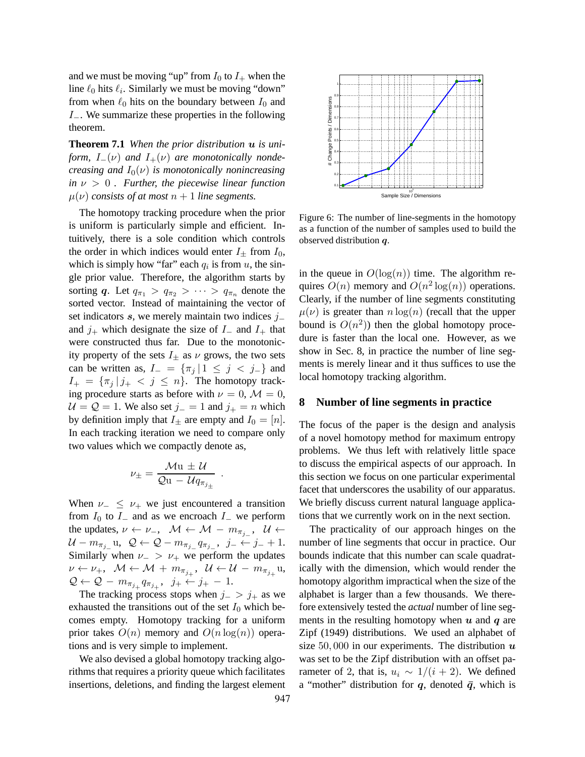and we must be moving "up" from $I_0$ to $I_+$ when the line $\ell_0$ hits $\ell_i$. Similarly we must be moving "down" from when $\ell_0$ hits on the boundary between $I_0$ and $I_-$. We summarize these properties in the following theorem.

**Theorem 7.1** *When the prior distribution $\boldsymbol{u}$ is uniform, $I_-(\nu)$ and $I_+(\nu)$ are monotonically nondecreasing and $I_0(\nu)$ is monotonically nonincreasing in $\nu > 0$ . Further, the piecewise linear function $\mu(\nu)$ consists of at most $n+1$ line segments.*

The homotopy tracking procedure when the prior is uniform is particularly simple and efficient. Intuitively, there is a sole condition which controls the order in which indices would enter $I_\pm$ from $I_0$, which is simply how "far" each $q_i$ is from $u$, the single prior value. Therefore, the algorithm starts by sorting $\boldsymbol{q}$. Let $q_{\pi_1} > q_{\pi_2} > \cdots > q_{\pi_n}$ denote the sorted vector. Instead of maintaining the vector of set indicators $\boldsymbol{s}$, we merely maintain two indices $j_-$ and $j_+$ which designate the size of $I_-$ and $I_+$ that were constructed thus far. Due to the monotonicity property of the sets $I_\pm$ as $\nu$ grows, the two sets can be written as, $I_- = \{\pi_j \,|\, 1 \le j < j_-\}$ and $I_+ = \{\pi_j \,|\, j_+ < j \le n\}$. The homotopy tracking procedure starts as before with $\nu = 0$, $\mathcal{M} = 0$, $\mathcal{U} = \mathcal{Q} = 1$. We also set $j_- = 1$ and $j_+ = n$ which by definition imply that $I_\pm$ are empty and $I_0 = [n]$. In each tracking iteration we need to compare only two values which we compactly denote as,

$$\nu_\pm = \frac{\mathcal{M}\mathrm{u} \pm \mathcal{U}}{\mathcal{Q}\mathrm{u} - \mathcal{U} q_{\pi_{j_\pm}}} \ .$$

When $\nu_- \le \nu_+$ we just encountered a transition from $I_0$ to $I_-$ and as we encroach $I_-$ we perform the updates, $\nu \leftarrow \nu_-$, $\mathcal{M} \leftarrow \mathcal{M} - m_{\pi_{j_-}}$, $\mathcal{U} \leftarrow \mathcal{U} - m_{\pi_{j_-}}\mathrm{u}$, $\mathcal{Q} \leftarrow \mathcal{Q} - m_{\pi_{j_-}} q_{\pi_{j_-}}$, $j_- \leftarrow j_- + 1$. Similarly when $\nu_- > \nu_+$ we perform the updates $\nu \leftarrow \nu_+$, $\mathcal{M} \leftarrow \mathcal{M} + m_{\pi_{j_+}}$, $\mathcal{U} \leftarrow \mathcal{U} - m_{\pi_{j_+}}\mathrm{u}$, $\mathcal{Q} \leftarrow \mathcal{Q} - m_{\pi_{j_+}} q_{\pi_{j_+}}$, $j_+ \leftarrow j_+ - 1$.

The tracking process stops when $j_- > j_+$ as we exhausted the transitions out of the set $I_0$ which becomes empty. Homotopy tracking for a uniform prior takes $O(n)$ memory and $O(n\log(n))$ operations and is very simple to implement.

We also devised a global homotopy tracking algorithms that requires a priority queue which facilitates insertions, deletions, and finding the largest element in the queue in $O(\log(n))$ time. The algorithm requires $O(n)$ memory and $O(n^2\log(n))$ operations. Clearly, if the number of line segments constituting $\mu(\nu)$ is greater than $n\log(n)$ (recall that the upper bound is $O(n^2)$) then the global homotopy procedure is faster than the local one. However, as we show in Sec. 8, in practice the number of line segments is merely linear and it thus suffices to use the local homotopy tracking algorithm.

Figure 6: The number of line-segments in the homotopy as a function of the number of samples used to build the observed distribution $\boldsymbol{q}$.

## 8 Number of line segments in practice

The focus of the paper is the design and analysis of a novel homotopy method for maximum entropy problems. We thus left with relatively little space to discuss the empirical aspects of our approach. In this section we focus on one particular experimental facet that underscores the usability of our apparatus. We briefly discuss current natural language applications that we currently work on in the next section.

The practicality of our approach hinges on the number of line segments that occur in practice. Our bounds indicate that this number can scale quadratically with the dimension, which would render the homotopy algorithm impractical when the size of the alphabet is larger than a few thousands. We therefore extensively tested the *actual* number of line segments in the resulting homotopy when $\boldsymbol{u}$ and $\boldsymbol{q}$ are Zipf (1949) distributions. We used an alphabet of size $50,000$ in our experiments. The distribution $\boldsymbol{u}$ was set to be the Zipf distribution with an offset parameter of 2, that is, $u_i \sim 1/(i+2)$. We defined a "mother" distribution for $\boldsymbol{q}$, denoted $\bar{\boldsymbol{q}}$, which is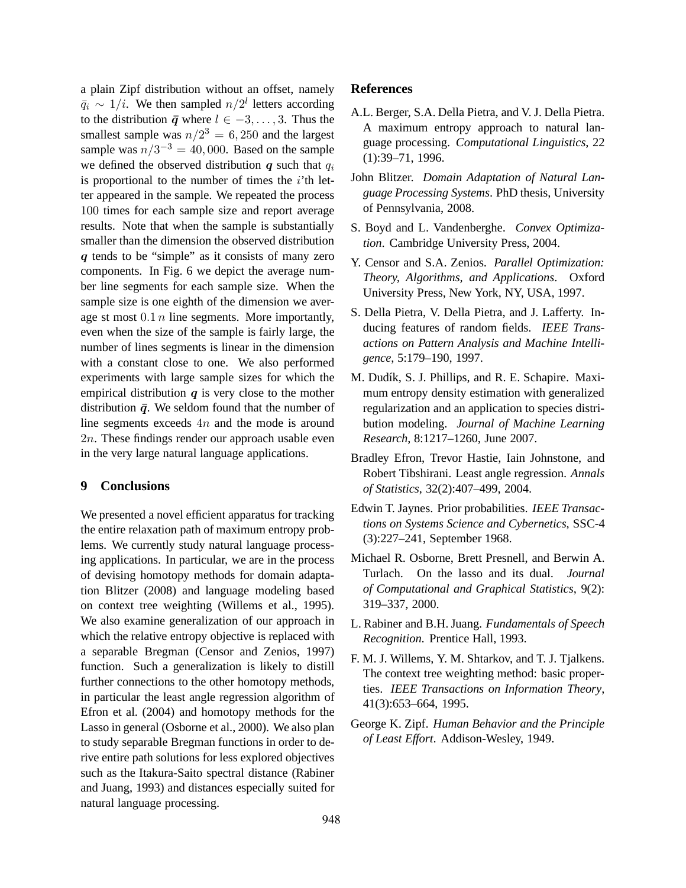a plain Zipf distribution without an offset, namely $\bar{q}_i \sim 1/i$. We then sampled $n/2^l$ letters according to the distribution $\bar{\boldsymbol{q}}$ where $l \in -3, \ldots, 3$. Thus the smallest sample was $n/2^3 = 6,250$ and the largest sample was $n/3^{-3} = 40,000$. Based on the sample we defined the observed distribution $\boldsymbol{q}$ such that $q_i$ is proportional to the number of times the $i$'th letter appeared in the sample. We repeated the process 100 times for each sample size and report average results. Note that when the sample is substantially smaller than the dimension the observed distribution $\boldsymbol{q}$ tends to be "simple" as it consists of many zero components. In Fig. 6 we depict the average number line segments for each sample size. When the sample size is one eighth of the dimension we average st most $0.1\,n$ line segments. More importantly, even when the size of the sample is fairly large, the number of lines segments is linear in the dimension with a constant close to one. We also performed experiments with large sample sizes for which the empirical distribution $\boldsymbol{q}$ is very close to the mother distribution $\bar{\boldsymbol{q}}$. We seldom found that the number of line segments exceeds $4n$ and the mode is around $2n$. These findings render our approach usable even in the very large natural language applications.

## 9 Conclusions

We presented a novel efficient apparatus for tracking the entire relaxation path of maximum entropy problems. We currently study natural language processing applications. In particular, we are in the process of devising homotopy methods for domain adaptation Blitzer (2008) and language modeling based on context tree weighting (Willems et al., 1995). We also examine generalization of our approach in which the relative entropy objective is replaced with a separable Bregman (Censor and Zenios, 1997) function. Such a generalization is likely to distill further connections to the other homotopy methods, in particular the least angle regression algorithm of Efron et al. (2004) and homotopy methods for the Lasso in general (Osborne et al., 2000). We also plan to study separable Bregman functions in order to derive entire path solutions for less explored objectives such as the Itakura-Saito spectral distance (Rabiner and Juang, 1993) and distances especially suited for natural language processing.

## References

A.L. Berger, S.A. Della Pietra, and V. J. Della Pietra. A maximum entropy approach to natural language processing. *Computational Linguistics*, 22 (1):39–71, 1996.

John Blitzer. *Domain Adaptation of Natural Language Processing Systems*. PhD thesis, University of Pennsylvania, 2008.

S. Boyd and L. Vandenberghe. *Convex Optimization*. Cambridge University Press, 2004.

Y. Censor and S.A. Zenios. *Parallel Optimization: Theory, Algorithms, and Applications*. Oxford University Press, New York, NY, USA, 1997.

S. Della Pietra, V. Della Pietra, and J. Lafferty. Inducing features of random fields. *IEEE Transactions on Pattern Analysis and Machine Intelligence*, 5:179–190, 1997.

M. Dudík, S. J. Phillips, and R. E. Schapire. Maximum entropy density estimation with generalized regularization and an application to species distribution modeling. *Journal of Machine Learning Research*, 8:1217–1260, June 2007.

Bradley Efron, Trevor Hastie, Iain Johnstone, and Robert Tibshirani. Least angle regression. *Annals of Statistics*, 32(2):407–499, 2004.

Edwin T. Jaynes. Prior probabilities. *IEEE Transactions on Systems Science and Cybernetics*, SSC-4 (3):227–241, September 1968.

Michael R. Osborne, Brett Presnell, and Berwin A. Turlach. On the lasso and its dual. *Journal of Computational and Graphical Statistics*, 9(2): 319–337, 2000.

L. Rabiner and B.H. Juang. *Fundamentals of Speech Recognition*. Prentice Hall, 1993.

F. M. J. Willems, Y. M. Shtarkov, and T. J. Tjalkens. The context tree weighting method: basic properties. *IEEE Transactions on Information Theory*, 41(3):653–664, 1995.

George K. Zipf. *Human Behavior and the Principle of Least Effort*. Addison-Wesley, 1949.